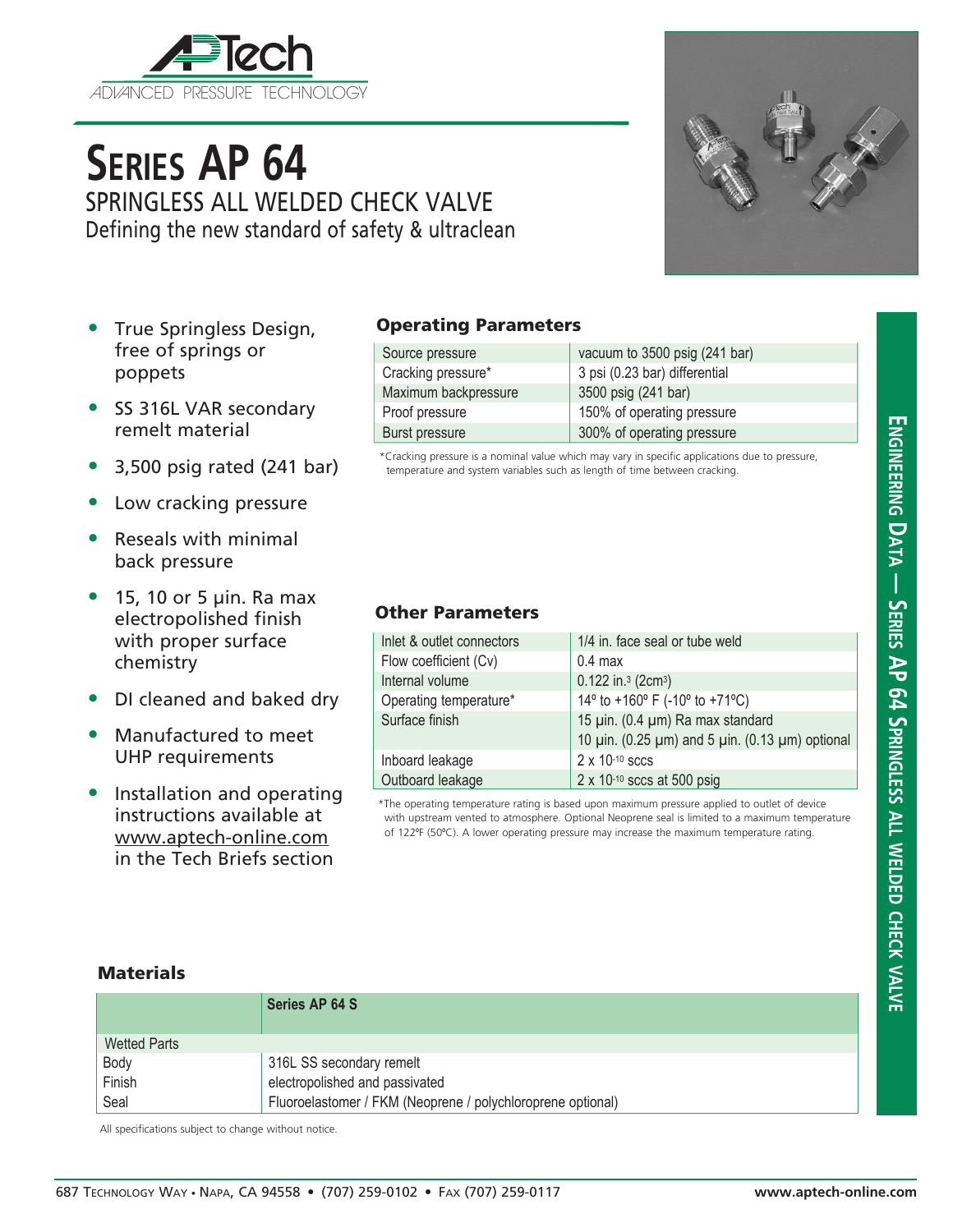# SERIES AP 64

## SPRINGLESS ALL WELDED CHECK VALVE

Defining the new standard of safety & ultraclean

- True Springless Design, free of springs or poppets
- SS 316L VAR secondary remelt material
- 3,500 psig rated (241 bar)
- Low cracking pressure
- Reseals with minimal back pressure
- 15, 10 or 5 µin. Ra max electropolished finish with proper surface chemistry
- DI cleaned and baked dry
- Manufactured to meet UHP requirements
- Installation and operating instructions available at www.aptech-online.com in the Tech Briefs section

### Operating Parameters

| | |
|---|---|
| Source pressure | vacuum to 3500 psig (241 bar) |
| Cracking pressure* | 3 psi (0.23 bar) differential |
| Maximum backpressure | 3500 psig (241 bar) |
| Proof pressure | 150% of operating pressure |
| Burst pressure | 300% of operating pressure |

*Cracking pressure is a nominal value which may vary in specific applications due to pressure, temperature and system variables such as length of time between cracking.

### Other Parameters

| | |
|---|---|
| Inlet & outlet connectors | 1/4 in. face seal or tube weld |
| Flow coefficient (Cv) | 0.4 max |
| Internal volume | 0.122 in.$^3$ (2cm$^3$) |
| Operating temperature* | 14º to +160º F (-10º to +71ºC) |
| Surface finish | 15 µin. (0.4 µm) Ra max standard<br>10 µin. (0.25 µm) and 5 µin. (0.13 µm) optional |
| Inboard leakage | $2 \times 10^{-10}$ sccs |
| Outboard leakage | $2 \times 10^{-10}$ sccs at 500 psig |

*The operating temperature rating is based upon maximum pressure applied to outlet of device with upstream vented to atmosphere. Optional Neoprene seal is limited to a maximum temperature of 122ºF (50ºC). A lower operating pressure may increase the maximum temperature rating.

### Materials

| | Series AP 64 S |
|---|---|
| Wetted Parts | |
| Body | 316L SS secondary remelt |
| Finish | electropolished and passivated |
| Seal | Fluoroelastomer / FKM (Neoprene / polychloroprene optional) |

All specifications subject to change without notice.

ENGINEERING DATA — SERIES AP 64 SPRINGLESS ALL WELDED CHECK VALVE

687 TECHNOLOGY WAY • NAPA, CA 94558 • (707) 259-0102 • FAX (707) 259-0117 www.aptech-online.com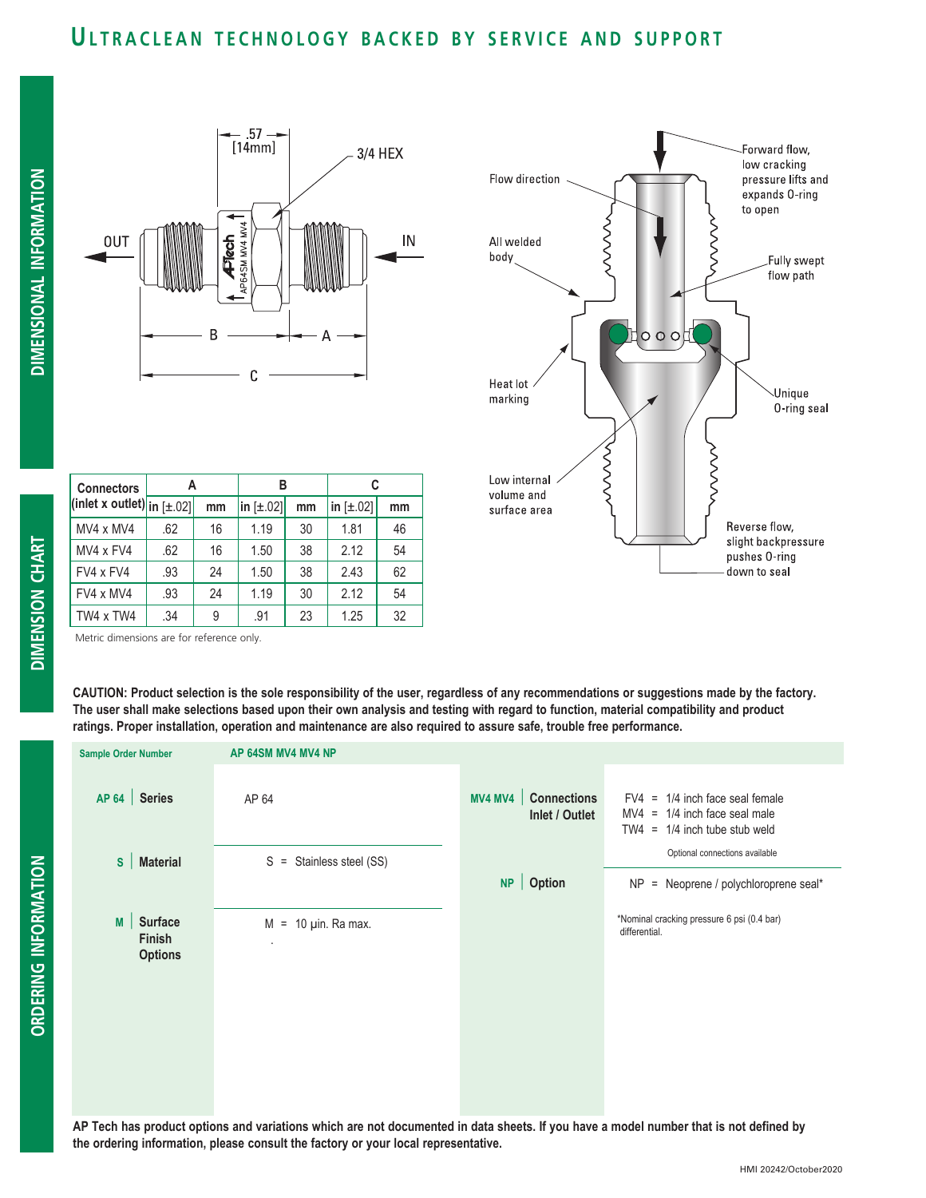# ULTRACLEAN TECHNOLOGY BACKED BY SERVICE AND SUPPORT

## DIMENSIONAL INFORMATION

.57
[14mm]
3/4 HEX
OUT
IN
B
A
C

Flow direction
Forward flow, low cracking pressure lifts and expands O-ring to open
All welded body
Fully swept flow path
Heat lot marking
Unique O-ring seal
Low internal volume and surface area
Reverse flow, slight backpressure pushes O-ring down to seal

## DIMENSION CHART

| Connectors (inlet x outlet) | A | | B | | C | |
|---|---|---|---|---|---|---|
| | in [±.02] | mm | in [±.02] | mm | in [±.02] | mm |
| MV4 x MV4 | .62 | 16 | 1.19 | 30 | 1.81 | 46 |
| MV4 x FV4 | .62 | 16 | 1.50 | 38 | 2.12 | 54 |
| FV4 x FV4 | .93 | 24 | 1.50 | 38 | 2.43 | 62 |
| FV4 x MV4 | .93 | 24 | 1.19 | 30 | 2.12 | 54 |
| TW4 x TW4 | .34 | 9 | .91 | 23 | 1.25 | 32 |

Metric dimensions are for reference only.

**CAUTION: Product selection is the sole responsibility of the user, regardless of any recommendations or suggestions made by the factory. The user shall make selections based upon their own analysis and testing with regard to function, material compatibility and product ratings. Proper installation, operation and maintenance are also required to assure safe, trouble free performance.**

## ORDERING INFORMATION

**Sample Order Number** — **AP 64SM MV4 MV4 NP**

| Code | Category | Description |
|---|---|---|
| AP 64 | Series | AP 64 |
| S | Material | S = Stainless steel (SS) |
| M | Surface Finish Options | M = 10 µin. Ra max. |
| MV4 MV4 | Connections Inlet / Outlet | FV4 = 1/4 inch face seal female<br>MV4 = 1/4 inch face seal male<br>TW4 = 1/4 inch tube stub weld<br>Optional connections available |
| NP | Option | NP = Neoprene / polychloroprene seal* |

*Nominal cracking pressure 6 psi (0.4 bar) differential.

**AP Tech has product options and variations which are not documented in data sheets. If you have a model number that is not defined by the ordering information, please consult the factory or your local representative.**

HMI 20242/October2020